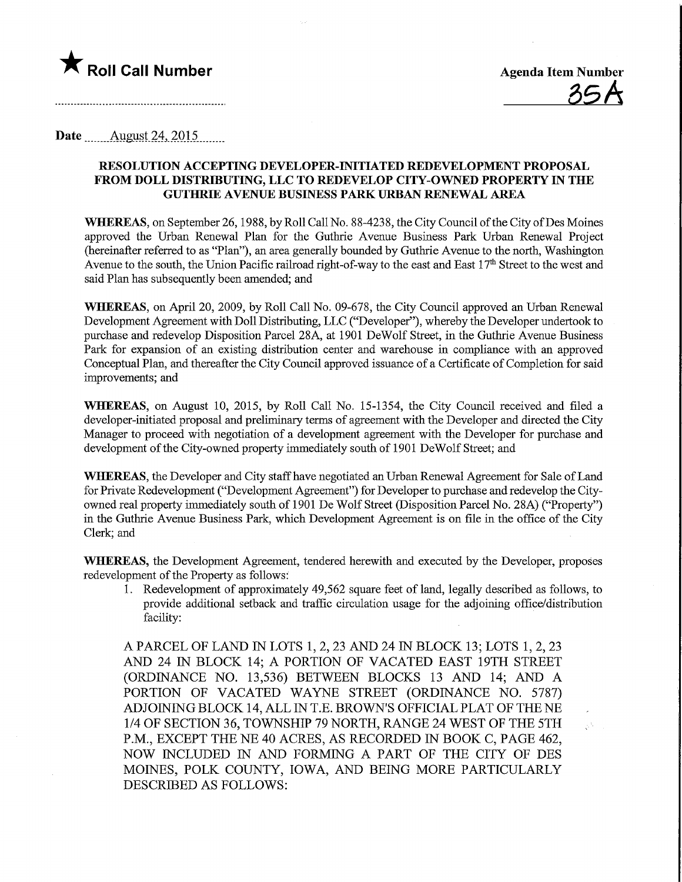★ **Roll Call Number**

**Agenda Item Number**
35A

**Date** August 24, 2015

## RESOLUTION ACCEPTING DEVELOPER-INITIATED REDEVELOPMENT PROPOSAL FROM DOLL DISTRIBUTING, LLC TO REDEVELOP CITY-OWNED PROPERTY IN THE GUTHRIE AVENUE BUSINESS PARK URBAN RENEWAL AREA

**WHEREAS**, on September 26, 1988, by Roll Call No. 88-4238, the City Council of the City of Des Moines approved the Urban Renewal Plan for the Guthrie Avenue Business Park Urban Renewal Project (hereinafter referred to as "Plan"), an area generally bounded by Guthrie Avenue to the north, Washington Avenue to the south, the Union Pacific railroad right-of-way to the east and East 17th Street to the west and said Plan has subsequently been amended; and

**WHEREAS**, on April 20, 2009, by Roll Call No. 09-678, the City Council approved an Urban Renewal Development Agreement with Doll Distributing, LLC ("Developer"), whereby the Developer undertook to purchase and redevelop Disposition Parcel 28A, at 1901 DeWolf Street, in the Guthrie Avenue Business Park for expansion of an existing distribution center and warehouse in compliance with an approved Conceptual Plan, and thereafter the City Council approved issuance of a Certificate of Completion for said improvements; and

**WHEREAS**, on August 10, 2015, by Roll Call No. 15-1354, the City Council received and filed a developer-initiated proposal and preliminary terms of agreement with the Developer and directed the City Manager to proceed with negotiation of a development agreement with the Developer for purchase and development of the City-owned property immediately south of 1901 DeWolf Street; and

**WHEREAS**, the Developer and City staff have negotiated an Urban Renewal Agreement for Sale of Land for Private Redevelopment ("Development Agreement") for Developer to purchase and redevelop the City-owned real property immediately south of 1901 De Wolf Street (Disposition Parcel No. 28A) ("Property") in the Guthrie Avenue Business Park, which Development Agreement is on file in the office of the City Clerk; and

**WHEREAS**, the Development Agreement, tendered herewith and executed by the Developer, proposes redevelopment of the Property as follows:

1. Redevelopment of approximately 49,562 square feet of land, legally described as follows, to provide additional setback and traffic circulation usage for the adjoining office/distribution facility:

A PARCEL OF LAND IN LOTS 1, 2, 23 AND 24 IN BLOCK 13; LOTS 1, 2, 23 AND 24 IN BLOCK 14; A PORTION OF VACATED EAST 19TH STREET (ORDINANCE NO. 13,536) BETWEEN BLOCKS 13 AND 14; AND A PORTION OF VACATED WAYNE STREET (ORDINANCE NO. 5787) ADJOINING BLOCK 14, ALL IN T.E. BROWN'S OFFICIAL PLAT OF THE NE 1/4 OF SECTION 36, TOWNSHIP 79 NORTH, RANGE 24 WEST OF THE 5TH P.M., EXCEPT THE NE 40 ACRES, AS RECORDED IN BOOK C, PAGE 462, NOW INCLUDED IN AND FORMING A PART OF THE CITY OF DES MOINES, POLK COUNTY, IOWA, AND BEING MORE PARTICULARLY DESCRIBED AS FOLLOWS: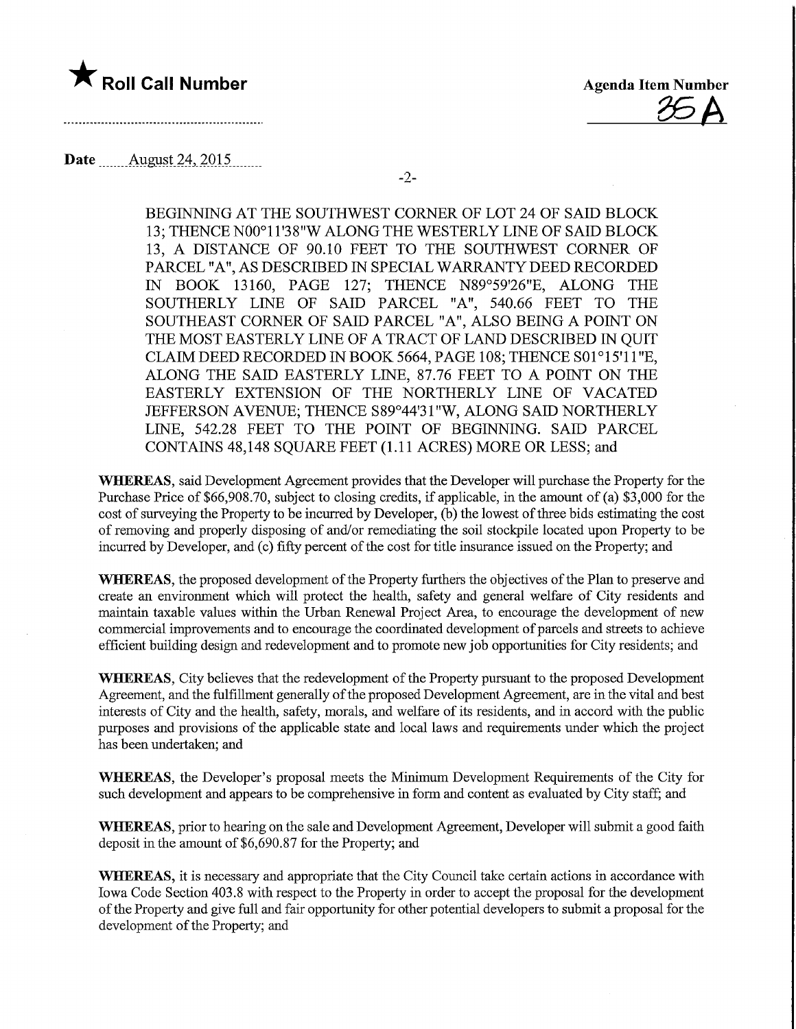BEGINNING AT THE SOUTHWEST CORNER OF LOT 24 OF SAID BLOCK 13; THENCE N00°11'38"W ALONG THE WESTERLY LINE OF SAID BLOCK 13, A DISTANCE OF 90.10 FEET TO THE SOUTHWEST CORNER OF PARCEL "A", AS DESCRIBED IN SPECIAL WARRANTY DEED RECORDED IN BOOK 13160, PAGE 127; THENCE N89°59'26"E, ALONG THE SOUTHERLY LINE OF SAID PARCEL "A", 540.66 FEET TO THE SOUTHEAST CORNER OF SAID PARCEL "A", ALSO BEING A POINT ON THE MOST EASTERLY LINE OF A TRACT OF LAND DESCRIBED IN QUIT CLAIM DEED RECORDED IN BOOK 5664, PAGE 108; THENCE S01°15'11"E, ALONG THE SAID EASTERLY LINE, 87.76 FEET TO A POINT ON THE EASTERLY EXTENSION OF THE NORTHERLY LINE OF VACATED JEFFERSON AVENUE; THENCE S89°44'31"W, ALONG SAID NORTHERLY LINE, 542.28 FEET TO THE POINT OF BEGINNING. SAID PARCEL CONTAINS 48,148 SQUARE FEET (1.11 ACRES) MORE OR LESS; and

**WHEREAS**, said Development Agreement provides that the Developer will purchase the Property for the Purchase Price of $66,908.70, subject to closing credits, if applicable, in the amount of (a) $3,000 for the cost of surveying the Property to be incurred by Developer, (b) the lowest of three bids estimating the cost of removing and properly disposing of and/or remediating the soil stockpile located upon Property to be incurred by Developer, and (c) fifty percent of the cost for title insurance issued on the Property; and

**WHEREAS**, the proposed development of the Property furthers the objectives of the Plan to preserve and create an environment which will protect the health, safety and general welfare of City residents and maintain taxable values within the Urban Renewal Project Area, to encourage the development of new commercial improvements and to encourage the coordinated development of parcels and streets to achieve efficient building design and redevelopment and to promote new job opportunities for City residents; and

**WHEREAS**, City believes that the redevelopment of the Property pursuant to the proposed Development Agreement, and the fulfillment generally of the proposed Development Agreement, are in the vital and best interests of City and the health, safety, morals, and welfare of its residents, and in accord with the public purposes and provisions of the applicable state and local laws and requirements under which the project has been undertaken; and

**WHEREAS**, the Developer's proposal meets the Minimum Development Requirements of the City for such development and appears to be comprehensive in form and content as evaluated by City staff; and

**WHEREAS**, prior to hearing on the sale and Development Agreement, Developer will submit a good faith deposit in the amount of $6,690.87 for the Property; and

**WHEREAS**, it is necessary and appropriate that the City Council take certain actions in accordance with Iowa Code Section 403.8 with respect to the Property in order to accept the proposal for the development of the Property and give full and fair opportunity for other potential developers to submit a proposal for the development of the Property; and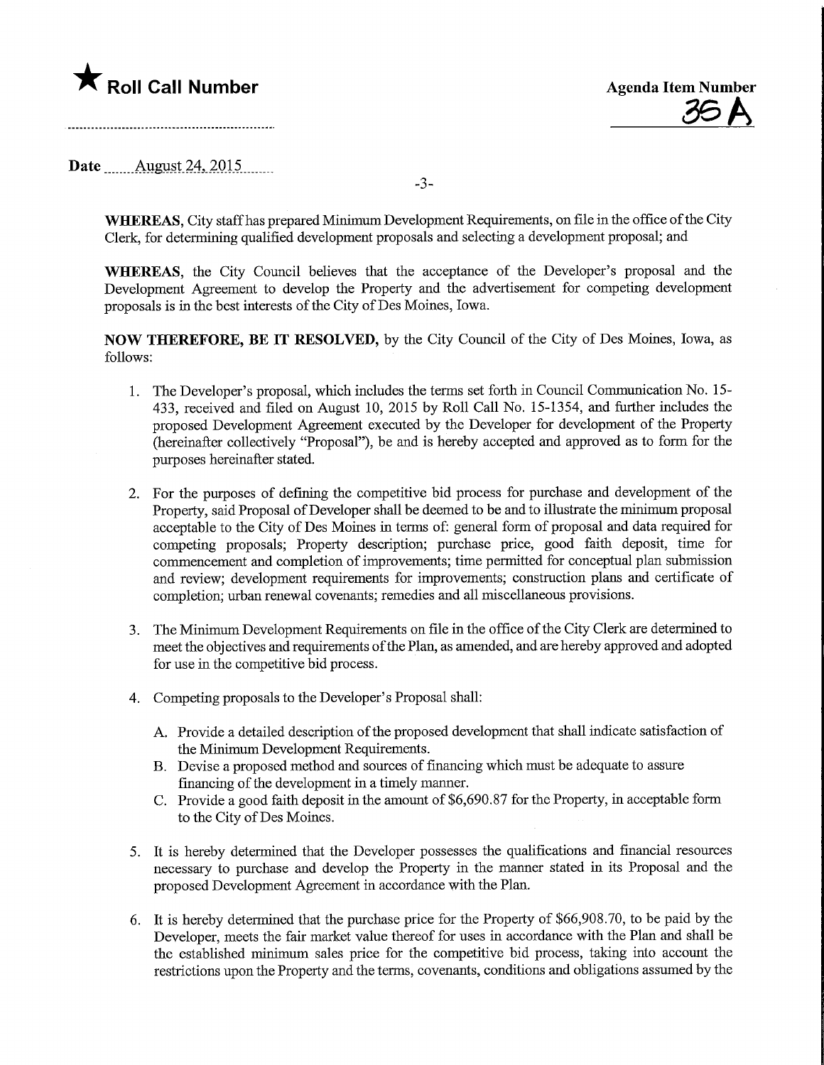★ **Roll Call Number**

**Agenda Item Number**
36 A

**Date** August 24, 2015

**WHEREAS,** City staff has prepared Minimum Development Requirements, on file in the office of the City Clerk, for determining qualified development proposals and selecting a development proposal; and

**WHEREAS,** the City Council believes that the acceptance of the Developer's proposal and the Development Agreement to develop the Property and the advertisement for competing development proposals is in the best interests of the City of Des Moines, Iowa.

**NOW THEREFORE, BE IT RESOLVED,** by the City Council of the City of Des Moines, Iowa, as follows:

1. The Developer's proposal, which includes the terms set forth in Council Communication No. 15-433, received and filed on August 10, 2015 by Roll Call No. 15-1354, and further includes the proposed Development Agreement executed by the Developer for development of the Property (hereinafter collectively "Proposal"), be and is hereby accepted and approved as to form for the purposes hereinafter stated.

2. For the purposes of defining the competitive bid process for purchase and development of the Property, said Proposal of Developer shall be deemed to be and to illustrate the minimum proposal acceptable to the City of Des Moines in terms of: general form of proposal and data required for competing proposals; Property description; purchase price, good faith deposit, time for commencement and completion of improvements; time permitted for conceptual plan submission and review; development requirements for improvements; construction plans and certificate of completion; urban renewal covenants; remedies and all miscellaneous provisions.

3. The Minimum Development Requirements on file in the office of the City Clerk are determined to meet the objectives and requirements of the Plan, as amended, and are hereby approved and adopted for use in the competitive bid process.

4. Competing proposals to the Developer's Proposal shall:

   A. Provide a detailed description of the proposed development that shall indicate satisfaction of the Minimum Development Requirements.
   B. Devise a proposed method and sources of financing which must be adequate to assure financing of the development in a timely manner.
   C. Provide a good faith deposit in the amount of $6,690.87 for the Property, in acceptable form to the City of Des Moines.

5. It is hereby determined that the Developer possesses the qualifications and financial resources necessary to purchase and develop the Property in the manner stated in its Proposal and the proposed Development Agreement in accordance with the Plan.

6. It is hereby determined that the purchase price for the Property of $66,908.70, to be paid by the Developer, meets the fair market value thereof for uses in accordance with the Plan and shall be the established minimum sales price for the competitive bid process, taking into account the restrictions upon the Property and the terms, covenants, conditions and obligations assumed by the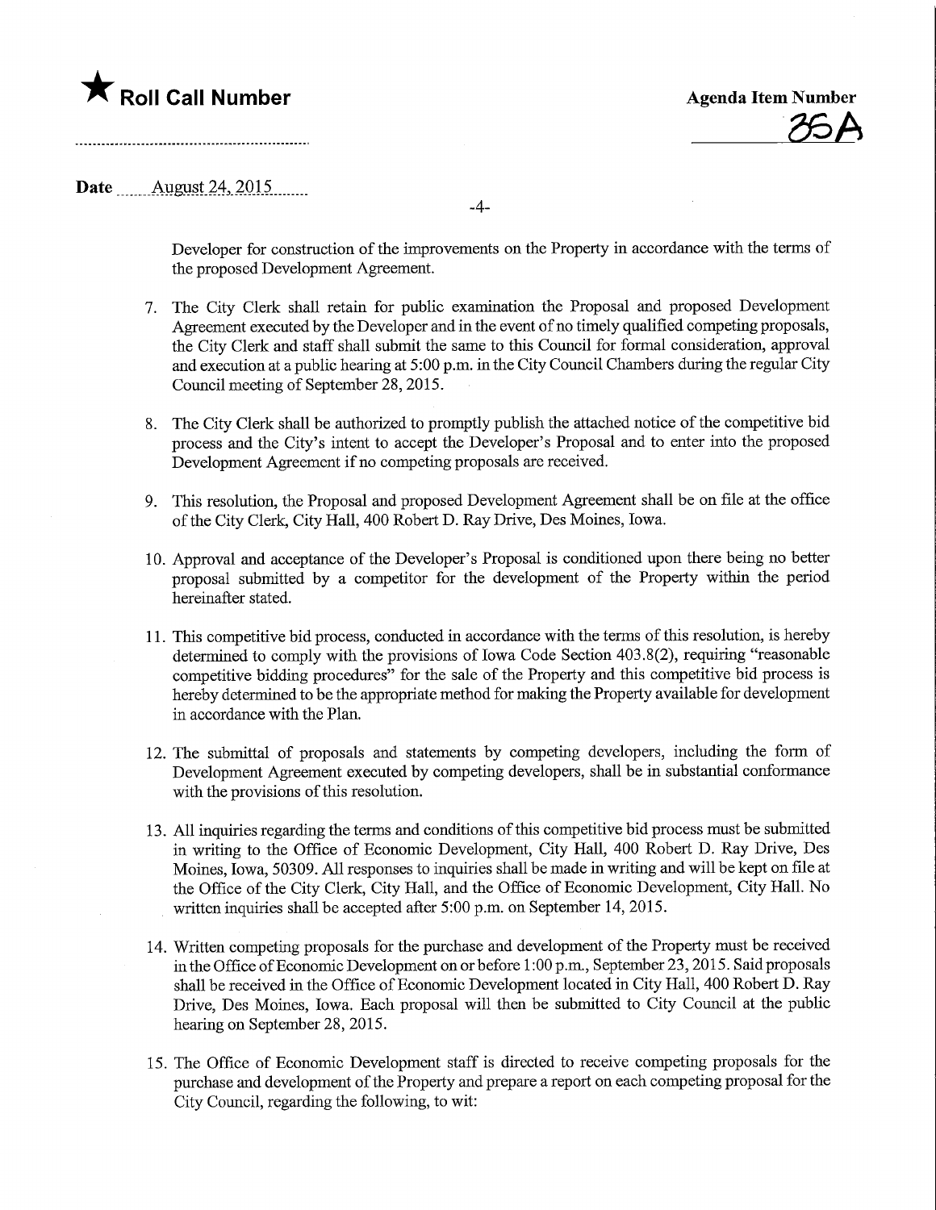Developer for construction of the improvements on the Property in accordance with the terms of the proposed Development Agreement.

7. The City Clerk shall retain for public examination the Proposal and proposed Development Agreement executed by the Developer and in the event of no timely qualified competing proposals, the City Clerk and staff shall submit the same to this Council for formal consideration, approval and execution at a public hearing at 5:00 p.m. in the City Council Chambers during the regular City Council meeting of September 28, 2015.

8. The City Clerk shall be authorized to promptly publish the attached notice of the competitive bid process and the City's intent to accept the Developer's Proposal and to enter into the proposed Development Agreement if no competing proposals are received.

9. This resolution, the Proposal and proposed Development Agreement shall be on file at the office of the City Clerk, City Hall, 400 Robert D. Ray Drive, Des Moines, Iowa.

10. Approval and acceptance of the Developer's Proposal is conditioned upon there being no better proposal submitted by a competitor for the development of the Property within the period hereinafter stated.

11. This competitive bid process, conducted in accordance with the terms of this resolution, is hereby determined to comply with the provisions of Iowa Code Section 403.8(2), requiring "reasonable competitive bidding procedures" for the sale of the Property and this competitive bid process is hereby determined to be the appropriate method for making the Property available for development in accordance with the Plan.

12. The submittal of proposals and statements by competing developers, including the form of Development Agreement executed by competing developers, shall be in substantial conformance with the provisions of this resolution.

13. All inquiries regarding the terms and conditions of this competitive bid process must be submitted in writing to the Office of Economic Development, City Hall, 400 Robert D. Ray Drive, Des Moines, Iowa, 50309. All responses to inquiries shall be made in writing and will be kept on file at the Office of the City Clerk, City Hall, and the Office of Economic Development, City Hall. No written inquiries shall be accepted after 5:00 p.m. on September 14, 2015.

14. Written competing proposals for the purchase and development of the Property must be received in the Office of Economic Development on or before 1:00 p.m., September 23, 2015. Said proposals shall be received in the Office of Economic Development located in City Hall, 400 Robert D. Ray Drive, Des Moines, Iowa. Each proposal will then be submitted to City Council at the public hearing on September 28, 2015.

15. The Office of Economic Development staff is directed to receive competing proposals for the purchase and development of the Property and prepare a report on each competing proposal for the City Council, regarding the following, to wit: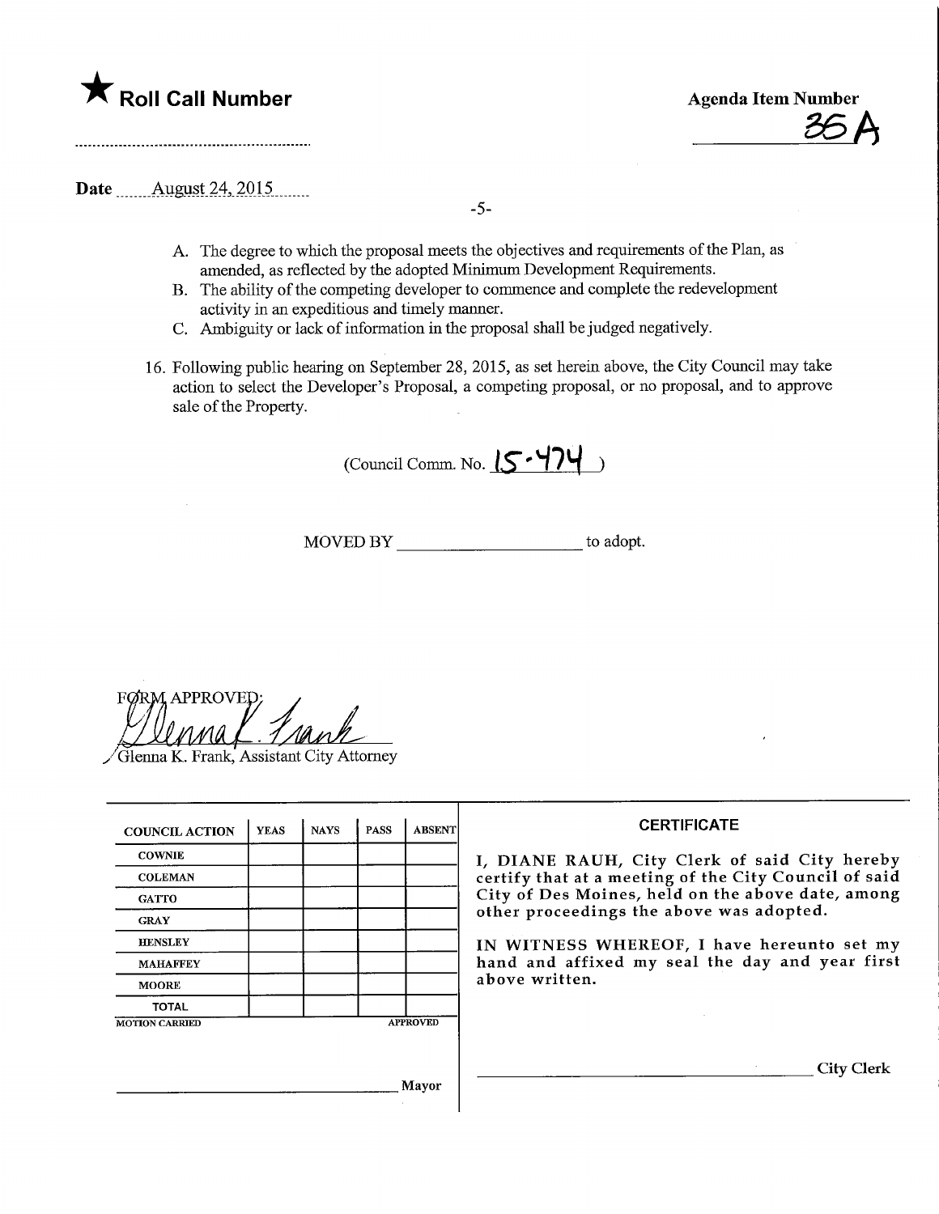★ **Roll Call Number**

**Agenda Item Number**

35 A

**Date** August 24, 2015

A. The degree to which the proposal meets the objectives and requirements of the Plan, as amended, as reflected by the adopted Minimum Development Requirements.
B. The ability of the competing developer to commence and complete the redevelopment activity in an expeditious and timely manner.
C. Ambiguity or lack of information in the proposal shall be judged negatively.

16. Following public hearing on September 28, 2015, as set herein above, the City Council may take action to select the Developer's Proposal, a competing proposal, or no proposal, and to approve sale of the Property.

(Council Comm. No. 15-474)

MOVED BY ____________________ to adopt.

FORM APPROVED:

Glenna K. Frank, Assistant City Attorney

| COUNCIL ACTION | YEAS | NAYS | PASS | ABSENT |
|---|---|---|---|---|
| COWNIE | | | | |
| COLEMAN | | | | |
| GATTO | | | | |
| GRAY | | | | |
| HENSLEY | | | | |
| MAHAFFEY | | | | |
| MOORE | | | | |
| TOTAL | | | | |

MOTION CARRIED APPROVED

____________________ Mayor

**CERTIFICATE**

I, DIANE RAUH, City Clerk of said City hereby certify that at a meeting of the City Council of said City of Des Moines, held on the above date, among other proceedings the above was adopted.

IN WITNESS WHEREOF, I have hereunto set my hand and affixed my seal the day and year first above written.

____________________ City Clerk